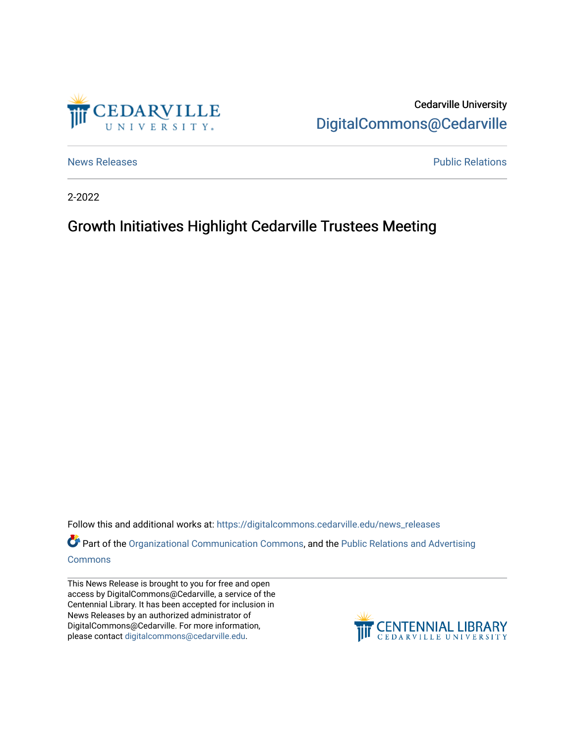Cedarville University

DigitalCommons@Cedarville

News Releases

Public Relations

2-2022

# Growth Initiatives Highlight Cedarville Trustees Meeting

Follow this and additional works at: https://digitalcommons.cedarville.edu/news_releases

Part of the Organizational Communication Commons, and the Public Relations and Advertising Commons

This News Release is brought to you for free and open access by DigitalCommons@Cedarville, a service of the Centennial Library. It has been accepted for inclusion in News Releases by an authorized administrator of DigitalCommons@Cedarville. For more information, please contact digitalcommons@cedarville.edu.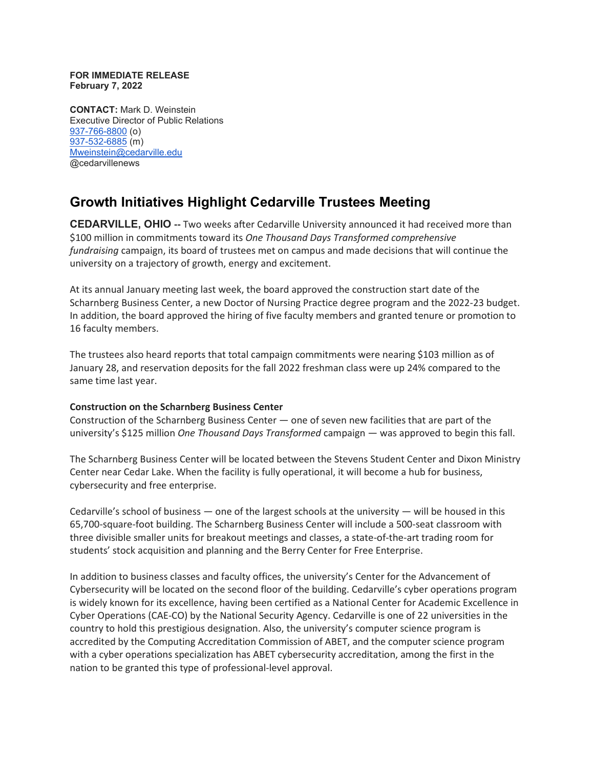**FOR IMMEDIATE RELEASE**
**February 7, 2022**

**CONTACT:** Mark D. Weinstein
Executive Director of Public Relations
937-766-8800 (o)
937-532-6885 (m)
Mweinstein@cedarville.edu
@cedarvillenews

# Growth Initiatives Highlight Cedarville Trustees Meeting

**CEDARVILLE, OHIO --** Two weeks after Cedarville University announced it had received more than $100 million in commitments toward its *One Thousand Days Transformed comprehensive fundraising* campaign, its board of trustees met on campus and made decisions that will continue the university on a trajectory of growth, energy and excitement.

At its annual January meeting last week, the board approved the construction start date of the Scharnberg Business Center, a new Doctor of Nursing Practice degree program and the 2022-23 budget. In addition, the board approved the hiring of five faculty members and granted tenure or promotion to 16 faculty members.

The trustees also heard reports that total campaign commitments were nearing $103 million as of January 28, and reservation deposits for the fall 2022 freshman class were up 24% compared to the same time last year.

**Construction on the Scharnberg Business Center**
Construction of the Scharnberg Business Center — one of seven new facilities that are part of the university's $125 million *One Thousand Days Transformed* campaign — was approved to begin this fall.

The Scharnberg Business Center will be located between the Stevens Student Center and Dixon Ministry Center near Cedar Lake. When the facility is fully operational, it will become a hub for business, cybersecurity and free enterprise.

Cedarville's school of business — one of the largest schools at the university — will be housed in this 65,700-square-foot building. The Scharnberg Business Center will include a 500-seat classroom with three divisible smaller units for breakout meetings and classes, a state-of-the-art trading room for students' stock acquisition and planning and the Berry Center for Free Enterprise.

In addition to business classes and faculty offices, the university's Center for the Advancement of Cybersecurity will be located on the second floor of the building. Cedarville's cyber operations program is widely known for its excellence, having been certified as a National Center for Academic Excellence in Cyber Operations (CAE-CO) by the National Security Agency. Cedarville is one of 22 universities in the country to hold this prestigious designation. Also, the university's computer science program is accredited by the Computing Accreditation Commission of ABET, and the computer science program with a cyber operations specialization has ABET cybersecurity accreditation, among the first in the nation to be granted this type of professional-level approval.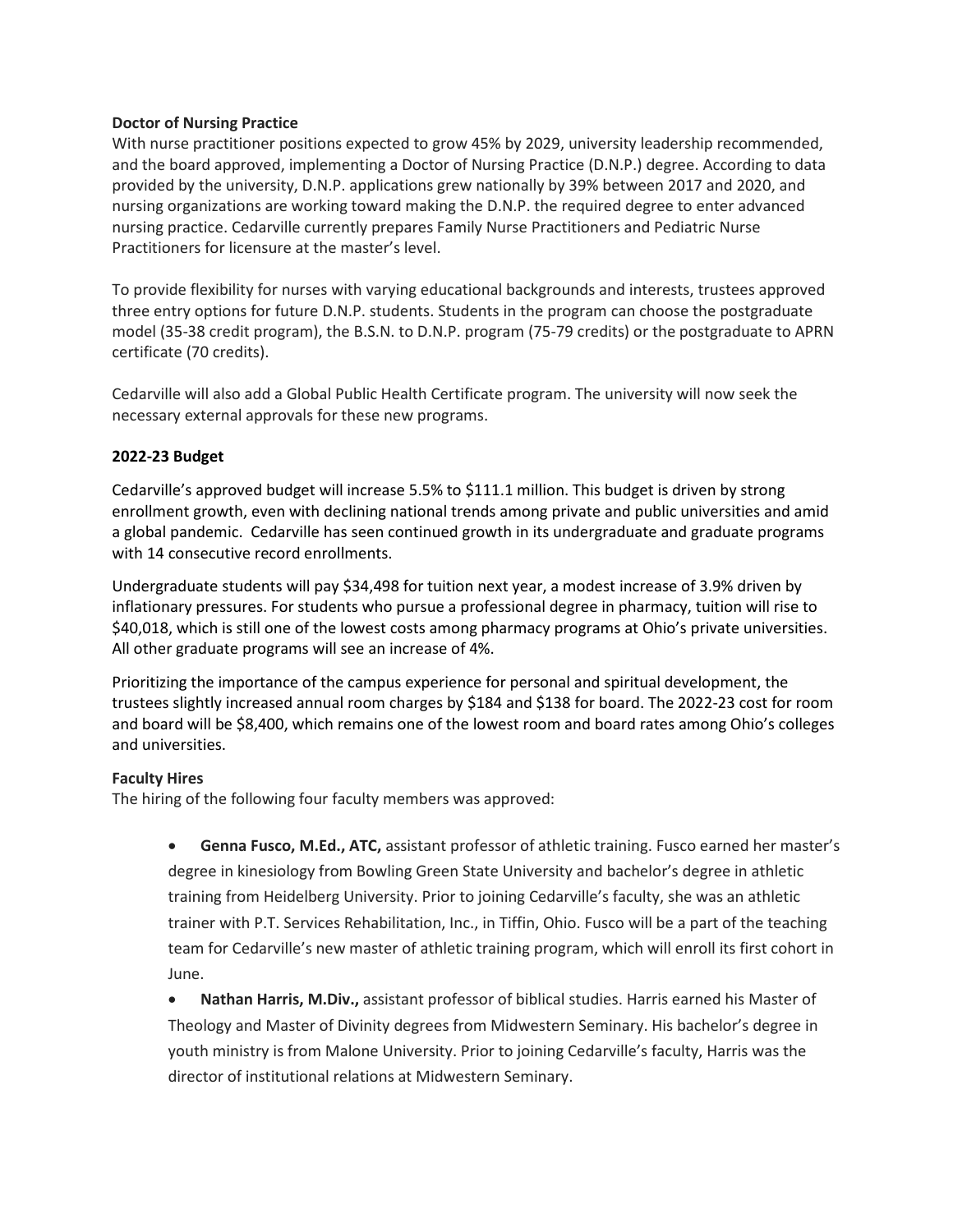**Doctor of Nursing Practice**

With nurse practitioner positions expected to grow 45% by 2029, university leadership recommended, and the board approved, implementing a Doctor of Nursing Practice (D.N.P.) degree. According to data provided by the university, D.N.P. applications grew nationally by 39% between 2017 and 2020, and nursing organizations are working toward making the D.N.P. the required degree to enter advanced nursing practice. Cedarville currently prepares Family Nurse Practitioners and Pediatric Nurse Practitioners for licensure at the master's level.

To provide flexibility for nurses with varying educational backgrounds and interests, trustees approved three entry options for future D.N.P. students. Students in the program can choose the postgraduate model (35-38 credit program), the B.S.N. to D.N.P. program (75-79 credits) or the postgraduate to APRN certificate (70 credits).

Cedarville will also add a Global Public Health Certificate program. The university will now seek the necessary external approvals for these new programs.

**2022-23 Budget**

Cedarville's approved budget will increase 5.5% to $111.1 million. This budget is driven by strong enrollment growth, even with declining national trends among private and public universities and amid a global pandemic. Cedarville has seen continued growth in its undergraduate and graduate programs with 14 consecutive record enrollments.

Undergraduate students will pay $34,498 for tuition next year, a modest increase of 3.9% driven by inflationary pressures. For students who pursue a professional degree in pharmacy, tuition will rise to $40,018, which is still one of the lowest costs among pharmacy programs at Ohio's private universities. All other graduate programs will see an increase of 4%.

Prioritizing the importance of the campus experience for personal and spiritual development, the trustees slightly increased annual room charges by $184 and $138 for board. The 2022-23 cost for room and board will be $8,400, which remains one of the lowest room and board rates among Ohio's colleges and universities.

**Faculty Hires**

The hiring of the following four faculty members was approved:

- **Genna Fusco, M.Ed., ATC,** assistant professor of athletic training. Fusco earned her master's degree in kinesiology from Bowling Green State University and bachelor's degree in athletic training from Heidelberg University. Prior to joining Cedarville's faculty, she was an athletic trainer with P.T. Services Rehabilitation, Inc., in Tiffin, Ohio. Fusco will be a part of the teaching team for Cedarville's new master of athletic training program, which will enroll its first cohort in June.
- **Nathan Harris, M.Div.,** assistant professor of biblical studies. Harris earned his Master of Theology and Master of Divinity degrees from Midwestern Seminary. His bachelor's degree in youth ministry is from Malone University. Prior to joining Cedarville's faculty, Harris was the director of institutional relations at Midwestern Seminary.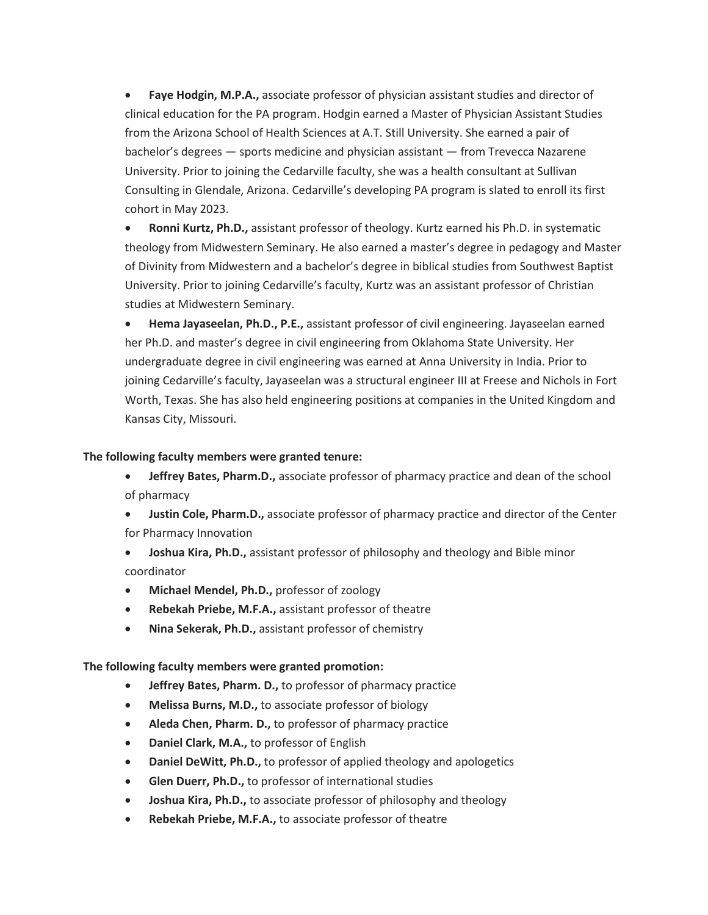- **Faye Hodgin, M.P.A.,** associate professor of physician assistant studies and director of clinical education for the PA program. Hodgin earned a Master of Physician Assistant Studies from the Arizona School of Health Sciences at A.T. Still University. She earned a pair of bachelor's degrees — sports medicine and physician assistant — from Trevecca Nazarene University. Prior to joining the Cedarville faculty, she was a health consultant at Sullivan Consulting in Glendale, Arizona. Cedarville's developing PA program is slated to enroll its first cohort in May 2023.
- **Ronni Kurtz, Ph.D.,** assistant professor of theology. Kurtz earned his Ph.D. in systematic theology from Midwestern Seminary. He also earned a master's degree in pedagogy and Master of Divinity from Midwestern and a bachelor's degree in biblical studies from Southwest Baptist University. Prior to joining Cedarville's faculty, Kurtz was an assistant professor of Christian studies at Midwestern Seminary.
- **Hema Jayaseelan, Ph.D., P.E.,** assistant professor of civil engineering. Jayaseelan earned her Ph.D. and master's degree in civil engineering from Oklahoma State University. Her undergraduate degree in civil engineering was earned at Anna University in India. Prior to joining Cedarville's faculty, Jayaseelan was a structural engineer III at Freese and Nichols in Fort Worth, Texas. She has also held engineering positions at companies in the United Kingdom and Kansas City, Missouri.

**The following faculty members were granted tenure:**

- **Jeffrey Bates, Pharm.D.,** associate professor of pharmacy practice and dean of the school of pharmacy
- **Justin Cole, Pharm.D.,** associate professor of pharmacy practice and director of the Center for Pharmacy Innovation
- **Joshua Kira, Ph.D.,** assistant professor of philosophy and theology and Bible minor coordinator
- **Michael Mendel, Ph.D.,** professor of zoology
- **Rebekah Priebe, M.F.A.,** assistant professor of theatre
- **Nina Sekerak, Ph.D.,** assistant professor of chemistry

**The following faculty members were granted promotion:**

- **Jeffrey Bates, Pharm. D.,** to professor of pharmacy practice
- **Melissa Burns, M.D.,** to associate professor of biology
- **Aleda Chen, Pharm. D.,** to professor of pharmacy practice
- **Daniel Clark, M.A.,** to professor of English
- **Daniel DeWitt, Ph.D.,** to professor of applied theology and apologetics
- **Glen Duerr, Ph.D.,** to professor of international studies
- **Joshua Kira, Ph.D.,** to associate professor of philosophy and theology
- **Rebekah Priebe, M.F.A.,** to associate professor of theatre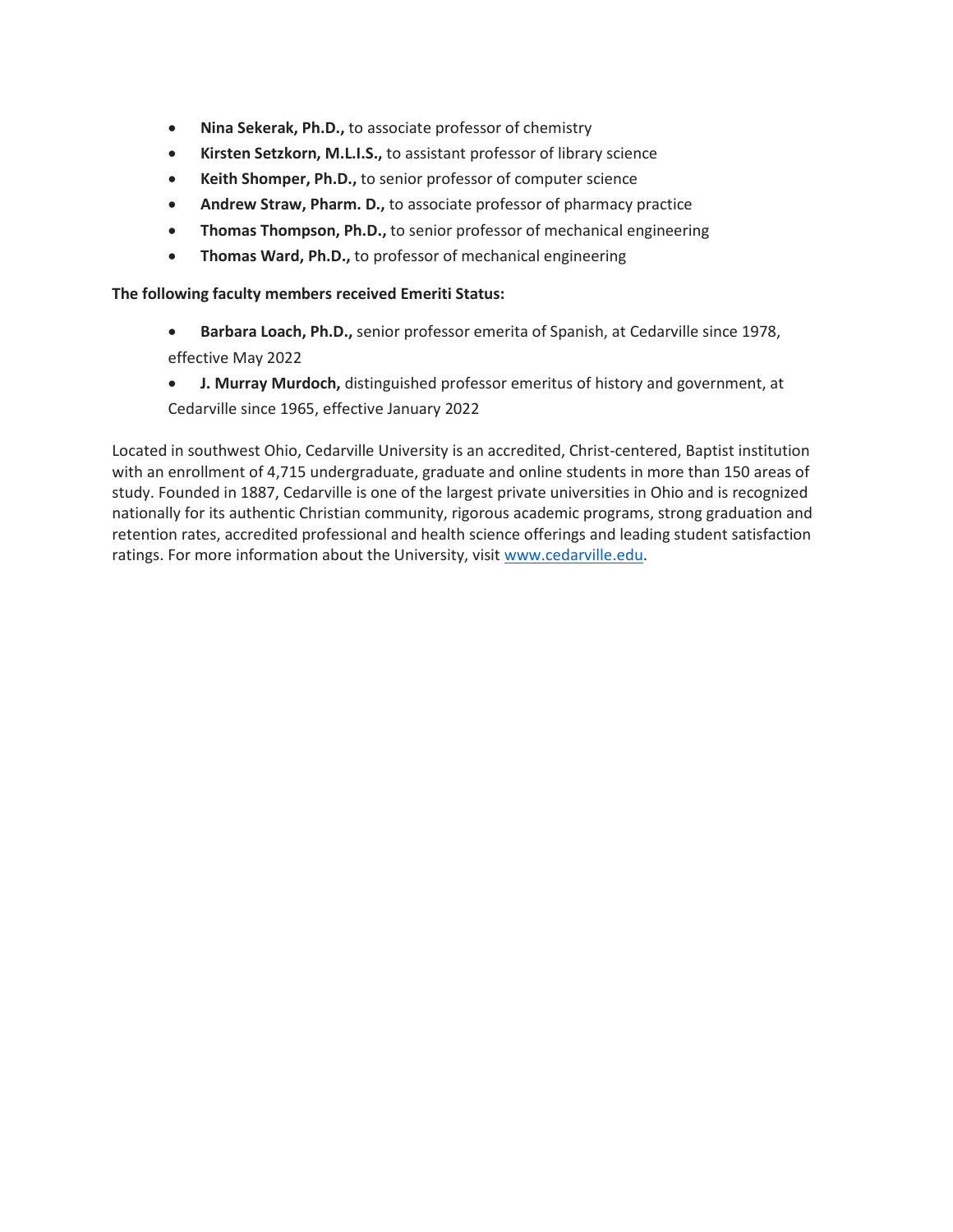- **Nina Sekerak, Ph.D.,** to associate professor of chemistry
- **Kirsten Setzkorn, M.L.I.S.,** to assistant professor of library science
- **Keith Shomper, Ph.D.,** to senior professor of computer science
- **Andrew Straw, Pharm. D.,** to associate professor of pharmacy practice
- **Thomas Thompson, Ph.D.,** to senior professor of mechanical engineering
- **Thomas Ward, Ph.D.,** to professor of mechanical engineering

**The following faculty members received Emeriti Status:**

- **Barbara Loach, Ph.D.,** senior professor emerita of Spanish, at Cedarville since 1978, effective May 2022
- **J. Murray Murdoch,** distinguished professor emeritus of history and government, at Cedarville since 1965, effective January 2022

Located in southwest Ohio, Cedarville University is an accredited, Christ-centered, Baptist institution with an enrollment of 4,715 undergraduate, graduate and online students in more than 150 areas of study. Founded in 1887, Cedarville is one of the largest private universities in Ohio and is recognized nationally for its authentic Christian community, rigorous academic programs, strong graduation and retention rates, accredited professional and health science offerings and leading student satisfaction ratings. For more information about the University, visit [www.cedarville.edu](http://www.cedarville.edu).